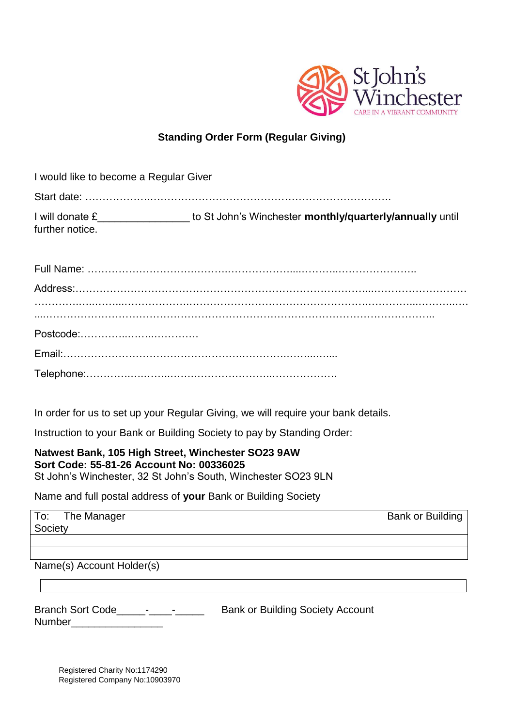St John's Winchester
CARE IN A VIBRANT COMMUNITY

**Standing Order Form (Regular Giving)**

I would like to become a Regular Giver

Start date: ……………….……………………………………………………………….

I will donate £_______________ to St John's Winchester **monthly/quarterly/annually** until further notice.

Full Name: ……………………….……….………………....………..…………………..

Address:………………………………………………………………………...………………………
……………..…….…...……………….…………………………………….……….……….....………..….
....……………………………………………………….………………………………………………..

Postcode:…………..……...…………

Email:………………………………………….………….………..…....

Telephone:………….….……..……….……………………..………………

In order for us to set up your Regular Giving, we will require your bank details.

Instruction to your Bank or Building Society to pay by Standing Order:

**Natwest Bank, 105 High Street, Winchester SO23 9AW**
**Sort Code: 55-81-26 Account No: 00336025**
St John's Winchester, 32 St John's South, Winchester SO23 9LN

Name and full postal address of **your** Bank or Building Society

| To: The Manager | Bank or Building Society |
|---|---|
| | |
| | |

Name(s) Account Holder(s)

| |
|---|
| |

Branch Sort Code_____-____-_____ Bank or Building Society Account Number________________

Registered Charity No:1174290
Registered Company No:10903970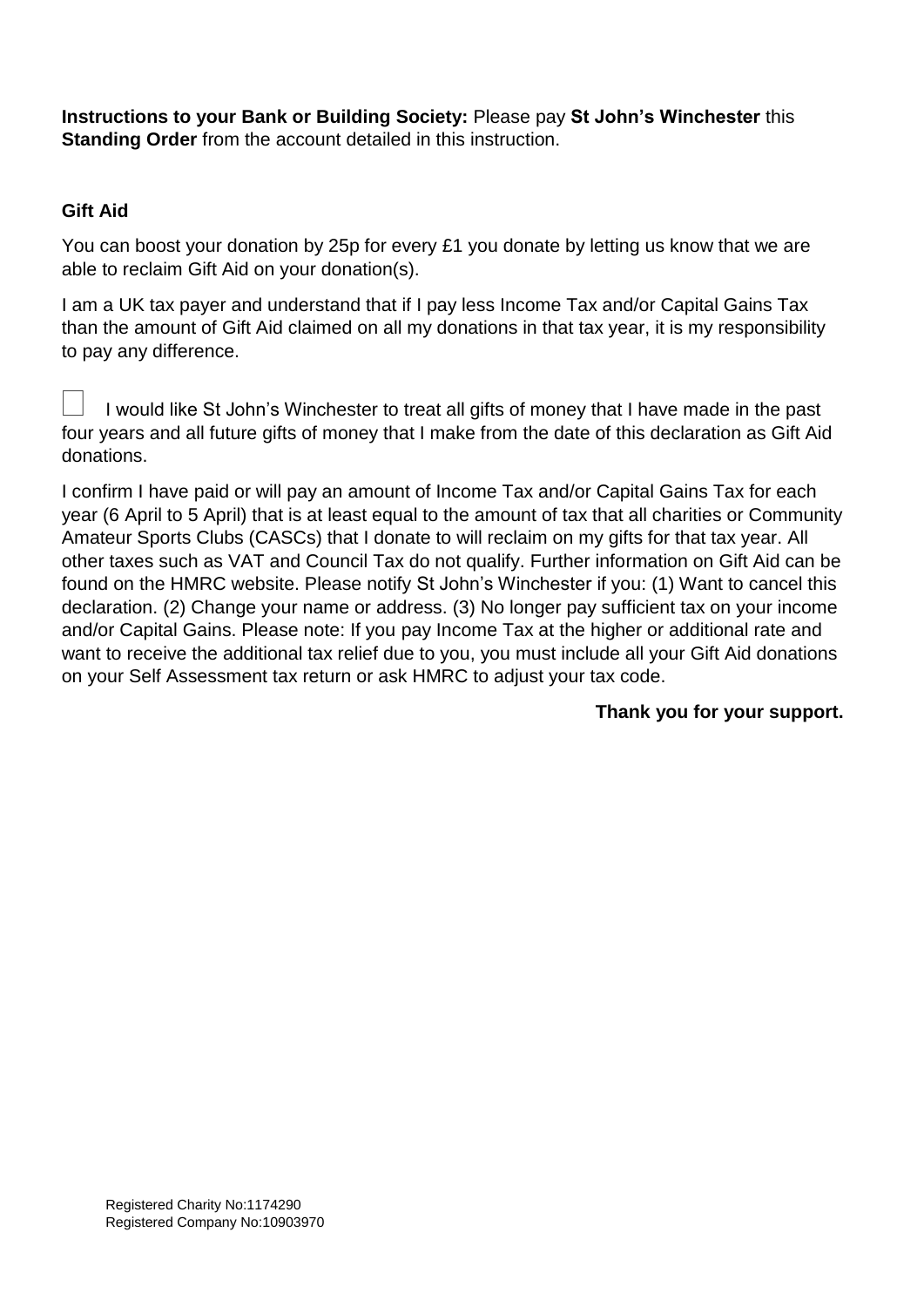**Instructions to your Bank or Building Society:** Please pay **St John's Winchester** this **Standing Order** from the account detailed in this instruction.

**Gift Aid**

You can boost your donation by 25p for every £1 you donate by letting us know that we are able to reclaim Gift Aid on your donation(s).

I am a UK tax payer and understand that if I pay less Income Tax and/or Capital Gains Tax than the amount of Gift Aid claimed on all my donations in that tax year, it is my responsibility to pay any difference.

☐ I would like St John's Winchester to treat all gifts of money that I have made in the past four years and all future gifts of money that I make from the date of this declaration as Gift Aid donations.

I confirm I have paid or will pay an amount of Income Tax and/or Capital Gains Tax for each year (6 April to 5 April) that is at least equal to the amount of tax that all charities or Community Amateur Sports Clubs (CASCs) that I donate to will reclaim on my gifts for that tax year. All other taxes such as VAT and Council Tax do not qualify. Further information on Gift Aid can be found on the HMRC website. Please notify St John's Winchester if you: (1) Want to cancel this declaration. (2) Change your name or address. (3) No longer pay sufficient tax on your income and/or Capital Gains. Please note: If you pay Income Tax at the higher or additional rate and want to receive the additional tax relief due to you, you must include all your Gift Aid donations on your Self Assessment tax return or ask HMRC to adjust your tax code.

**Thank you for your support.**

Registered Charity No:1174290
Registered Company No:10903970